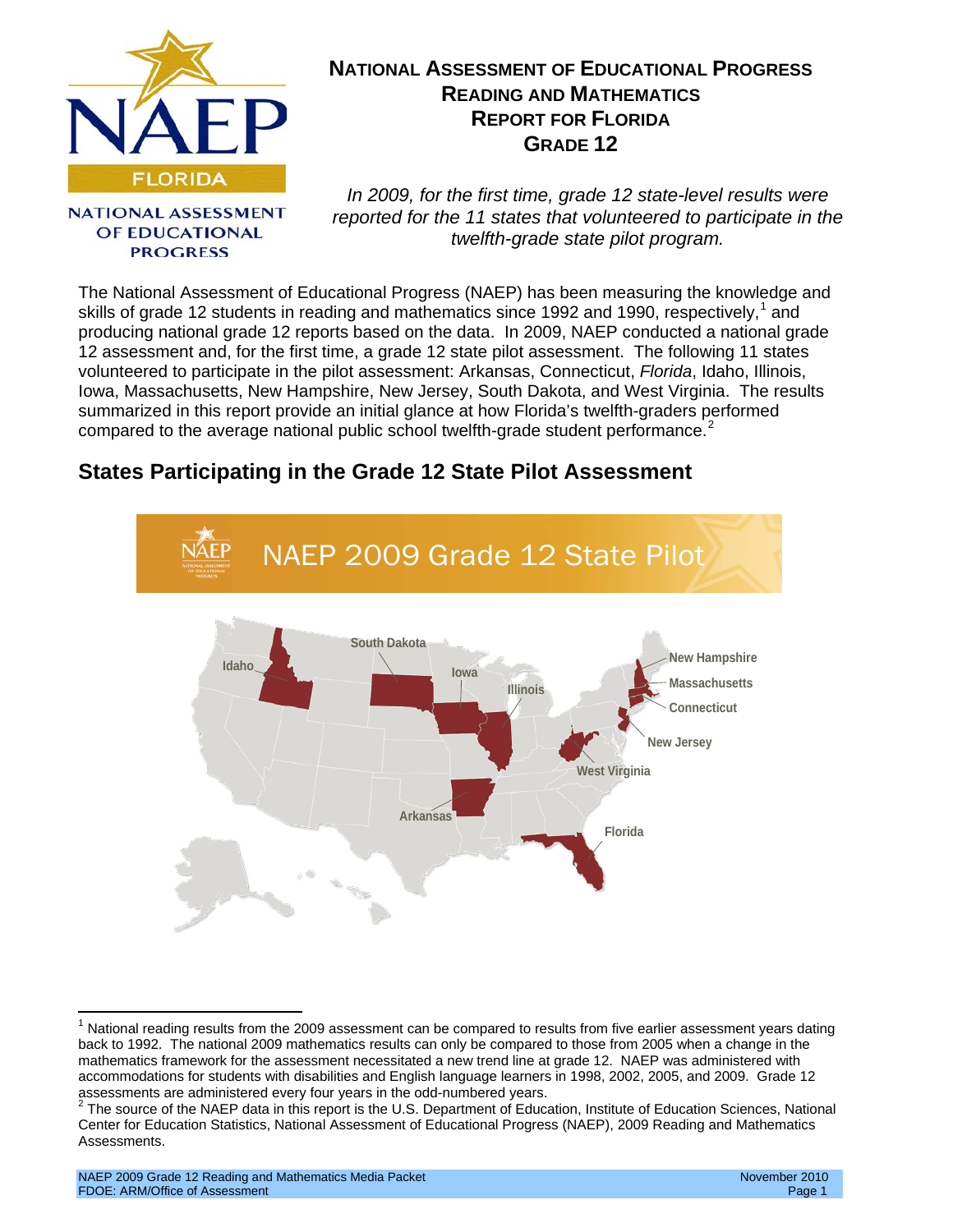# National Assessment of Educational Progress Reading and Mathematics Report for Florida Grade 12

*In 2009, for the first time, grade 12 state-level results were reported for the 11 states that volunteered to participate in the twelfth-grade state pilot program.*

The National Assessment of Educational Progress (NAEP) has been measuring the knowledge and skills of grade 12 students in reading and mathematics since 1992 and 1990, respectively,[1] and producing national grade 12 reports based on the data. In 2009, NAEP conducted a national grade 12 assessment and, for the first time, a grade 12 state pilot assessment. The following 11 states volunteered to participate in the pilot assessment: Arkansas, Connecticut, *Florida*, Idaho, Illinois, Iowa, Massachusetts, New Hampshire, New Jersey, South Dakota, and West Virginia. The results summarized in this report provide an initial glance at how Florida's twelfth-graders performed compared to the average national public school twelfth-grade student performance.[2]

## States Participating in the Grade 12 State Pilot Assessment

NAEP 2009 Grade 12 State Pilot

Idaho, South Dakota, Iowa, Illinois, New Hampshire, Massachusetts, Connecticut, New Jersey, West Virginia, Arkansas, Florida

---

[1] National reading results from the 2009 assessment can be compared to results from five earlier assessment years dating back to 1992. The national 2009 mathematics results can only be compared to those from 2005 when a change in the mathematics framework for the assessment necessitated a new trend line at grade 12. NAEP was administered with accommodations for students with disabilities and English language learners in 1998, 2002, 2005, and 2009. Grade 12 assessments are administered every four years in the odd-numbered years.

[2] The source of the NAEP data in this report is the U.S. Department of Education, Institute of Education Sciences, National Center for Education Statistics, National Assessment of Educational Progress (NAEP), 2009 Reading and Mathematics Assessments.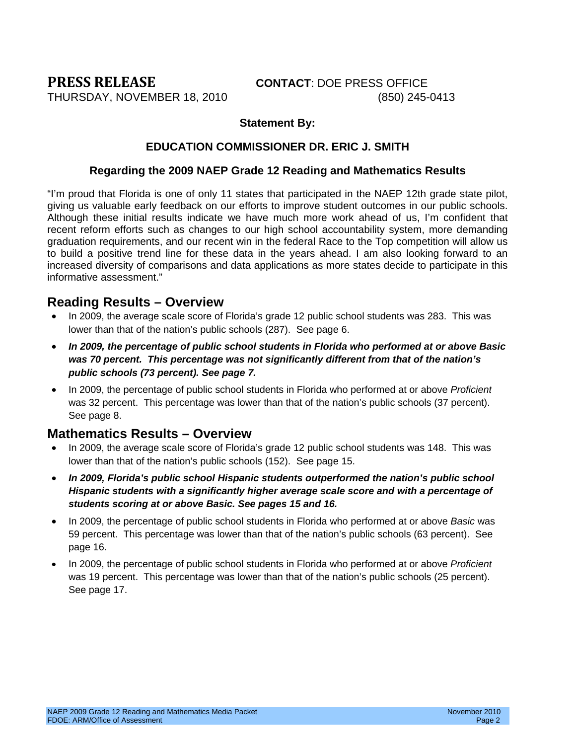**PRESS RELEASE** **CONTACT**: DOE PRESS OFFICE

THURSDAY, NOVEMBER 18, 2010 (850) 245-0413

**Statement By:**

**EDUCATION COMMISSIONER DR. ERIC J. SMITH**

**Regarding the 2009 NAEP Grade 12 Reading and Mathematics Results**

"I'm proud that Florida is one of only 11 states that participated in the NAEP 12th grade state pilot, giving us valuable early feedback on our efforts to improve student outcomes in our public schools. Although these initial results indicate we have much more work ahead of us, I'm confident that recent reform efforts such as changes to our high school accountability system, more demanding graduation requirements, and our recent win in the federal Race to the Top competition will allow us to build a positive trend line for these data in the years ahead. I am also looking forward to an increased diversity of comparisons and data applications as more states decide to participate in this informative assessment."

## Reading Results – Overview

- In 2009, the average scale score of Florida's grade 12 public school students was 283. This was lower than that of the nation's public schools (287). See page 6.
- ***In 2009, the percentage of public school students in Florida who performed at or above Basic was 70 percent. This percentage was not significantly different from that of the nation's public schools (73 percent). See page 7.***
- In 2009, the percentage of public school students in Florida who performed at or above *Proficient* was 32 percent. This percentage was lower than that of the nation's public schools (37 percent). See page 8.

## Mathematics Results – Overview

- In 2009, the average scale score of Florida's grade 12 public school students was 148. This was lower than that of the nation's public schools (152). See page 15.
- ***In 2009, Florida's public school Hispanic students outperformed the nation's public school Hispanic students with a significantly higher average scale score and with a percentage of students scoring at or above Basic. See pages 15 and 16.***
- In 2009, the percentage of public school students in Florida who performed at or above *Basic* was 59 percent. This percentage was lower than that of the nation's public schools (63 percent). See page 16.
- In 2009, the percentage of public school students in Florida who performed at or above *Proficient* was 19 percent. This percentage was lower than that of the nation's public schools (25 percent). See page 17.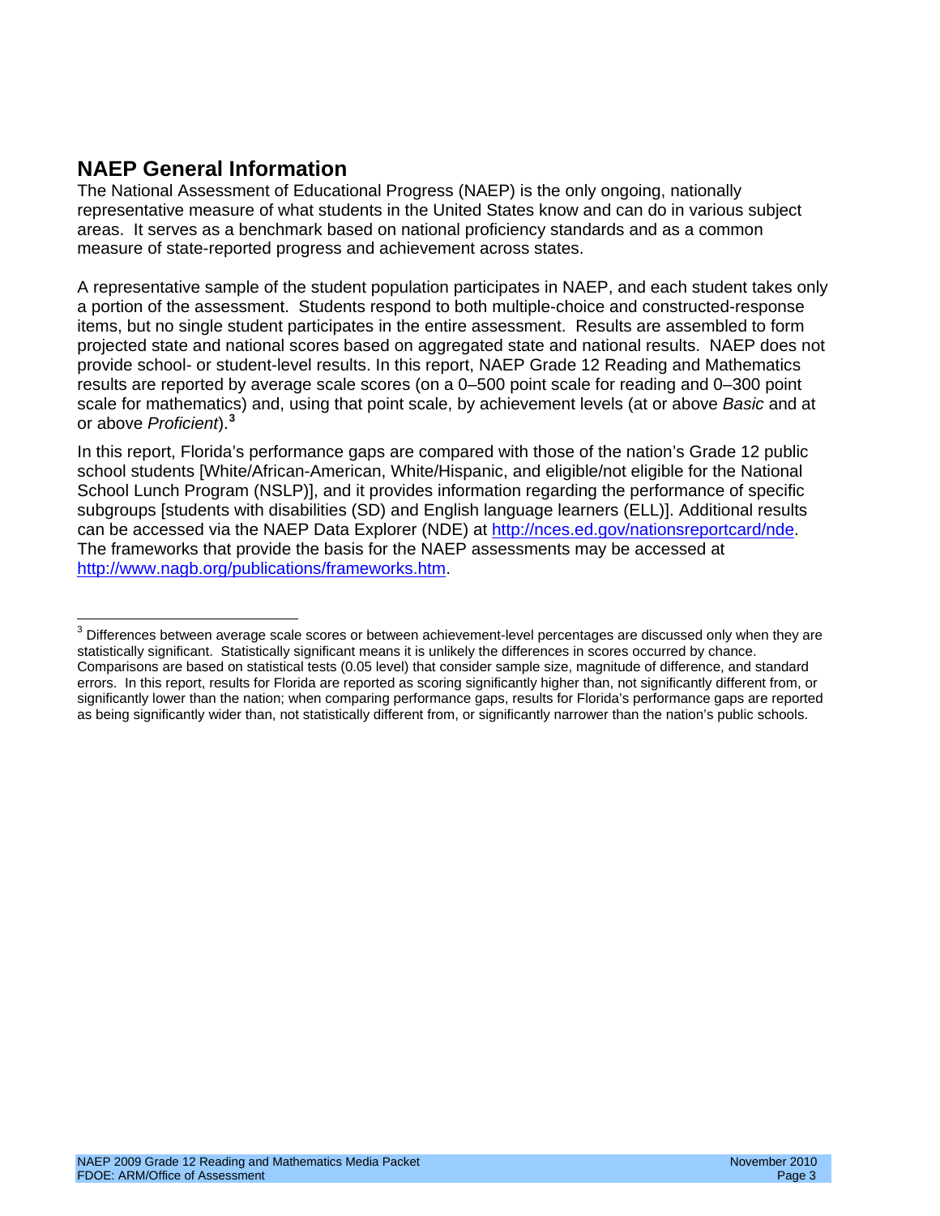## NAEP General Information

The National Assessment of Educational Progress (NAEP) is the only ongoing, nationally representative measure of what students in the United States know and can do in various subject areas. It serves as a benchmark based on national proficiency standards and as a common measure of state-reported progress and achievement across states.

A representative sample of the student population participates in NAEP, and each student takes only a portion of the assessment. Students respond to both multiple-choice and constructed-response items, but no single student participates in the entire assessment. Results are assembled to form projected state and national scores based on aggregated state and national results. NAEP does not provide school- or student-level results. In this report, NAEP Grade 12 Reading and Mathematics results are reported by average scale scores (on a 0–500 point scale for reading and 0–300 point scale for mathematics) and, using that point scale, by achievement levels (at or above *Basic* and at or above *Proficient*).[3]

In this report, Florida's performance gaps are compared with those of the nation's Grade 12 public school students [White/African-American, White/Hispanic, and eligible/not eligible for the National School Lunch Program (NSLP)], and it provides information regarding the performance of specific subgroups [students with disabilities (SD) and English language learners (ELL)]. Additional results can be accessed via the NAEP Data Explorer (NDE) at http://nces.ed.gov/nationsreportcard/nde. The frameworks that provide the basis for the NAEP assessments may be accessed at http://www.nagb.org/publications/frameworks.htm.

---

[3] Differences between average scale scores or between achievement-level percentages are discussed only when they are statistically significant. Statistically significant means it is unlikely the differences in scores occurred by chance. Comparisons are based on statistical tests (0.05 level) that consider sample size, magnitude of difference, and standard errors. In this report, results for Florida are reported as scoring significantly higher than, not significantly different from, or significantly lower than the nation; when comparing performance gaps, results for Florida's performance gaps are reported as being significantly wider than, not statistically different from, or significantly narrower than the nation's public schools.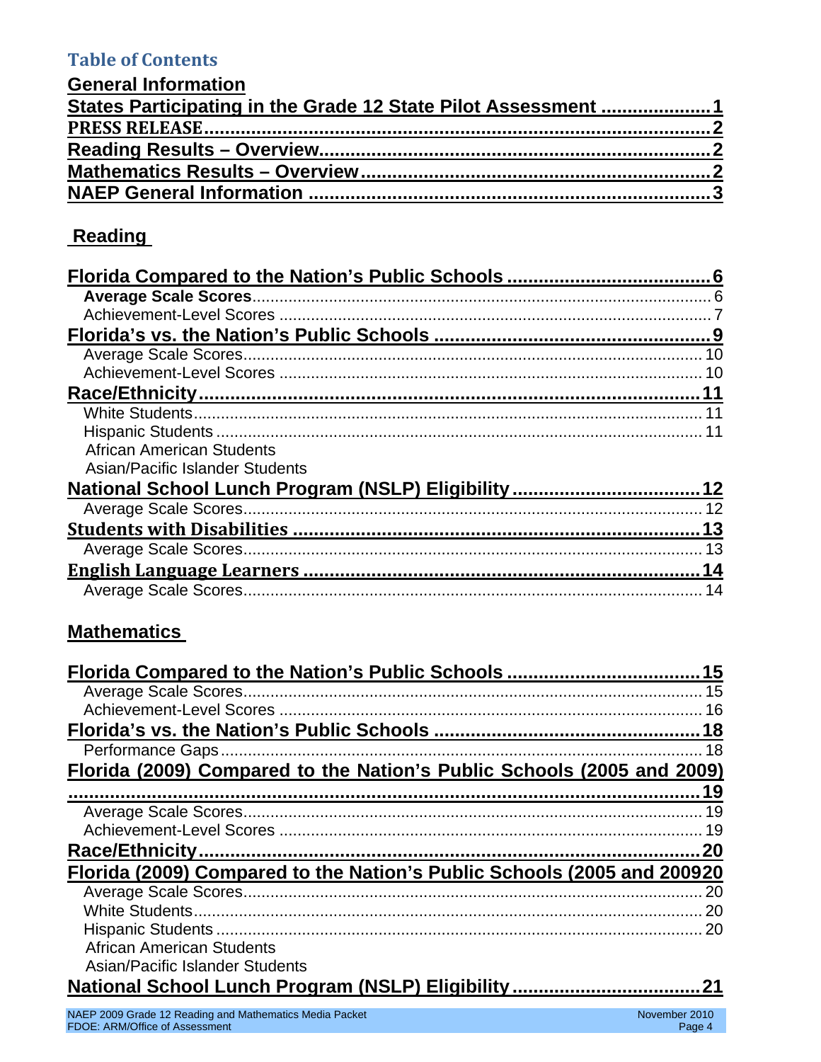## Table of Contents

**General Information**

**States Participating in the Grade 12 State Pilot Assessment .................... 1**
**PRESS RELEASE ................................................................................. 2**
**Reading Results – Overview ................................................................ 2**
**Mathematics Results – Overview ......................................................... 2**
**NAEP General Information ................................................................... 3**

### Reading

**Florida Compared to the Nation's Public Schools ...................................... 6**
- **Average Scale Scores** ........................................................................ 6
- Achievement-Level Scores .................................................................... 7

**Florida's vs. the Nation's Public Schools .................................................. 9**
- Average Scale Scores .......................................................................... 10
- Achievement-Level Scores .................................................................... 10

**Race/Ethnicity .................................................................................... 11**
- White Students ................................................................................... 11
- Hispanic Students ............................................................................... 11
- African American Students
- Asian/Pacific Islander Students

**National School Lunch Program (NSLP) Eligibility ................................... 12**
- Average Scale Scores .......................................................................... 12

**Students with Disabilities .................................................................... 13**
- Average Scale Scores .......................................................................... 13

**English Language Learners .................................................................. 14**
- Average Scale Scores .......................................................................... 14

### Mathematics

**Florida Compared to the Nation's Public Schools .................................... 15**
- Average Scale Scores .......................................................................... 15
- Achievement-Level Scores .................................................................... 16

**Florida's vs. the Nation's Public Schools ................................................ 18**
- Performance Gaps ............................................................................... 18

**Florida (2009) Compared to the Nation's Public Schools (2005 and 2009) ........ 19**
- Average Scale Scores .......................................................................... 19
- Achievement-Level Scores .................................................................... 19

**Race/Ethnicity .................................................................................... 20**

**Florida (2009) Compared to the Nation's Public Schools (2005 and 200920**
- Average Scale Scores .......................................................................... 20
- White Students ................................................................................... 20
- Hispanic Students ............................................................................... 20
- African American Students
- Asian/Pacific Islander Students

**National School Lunch Program (NSLP) Eligibility ................................... 21**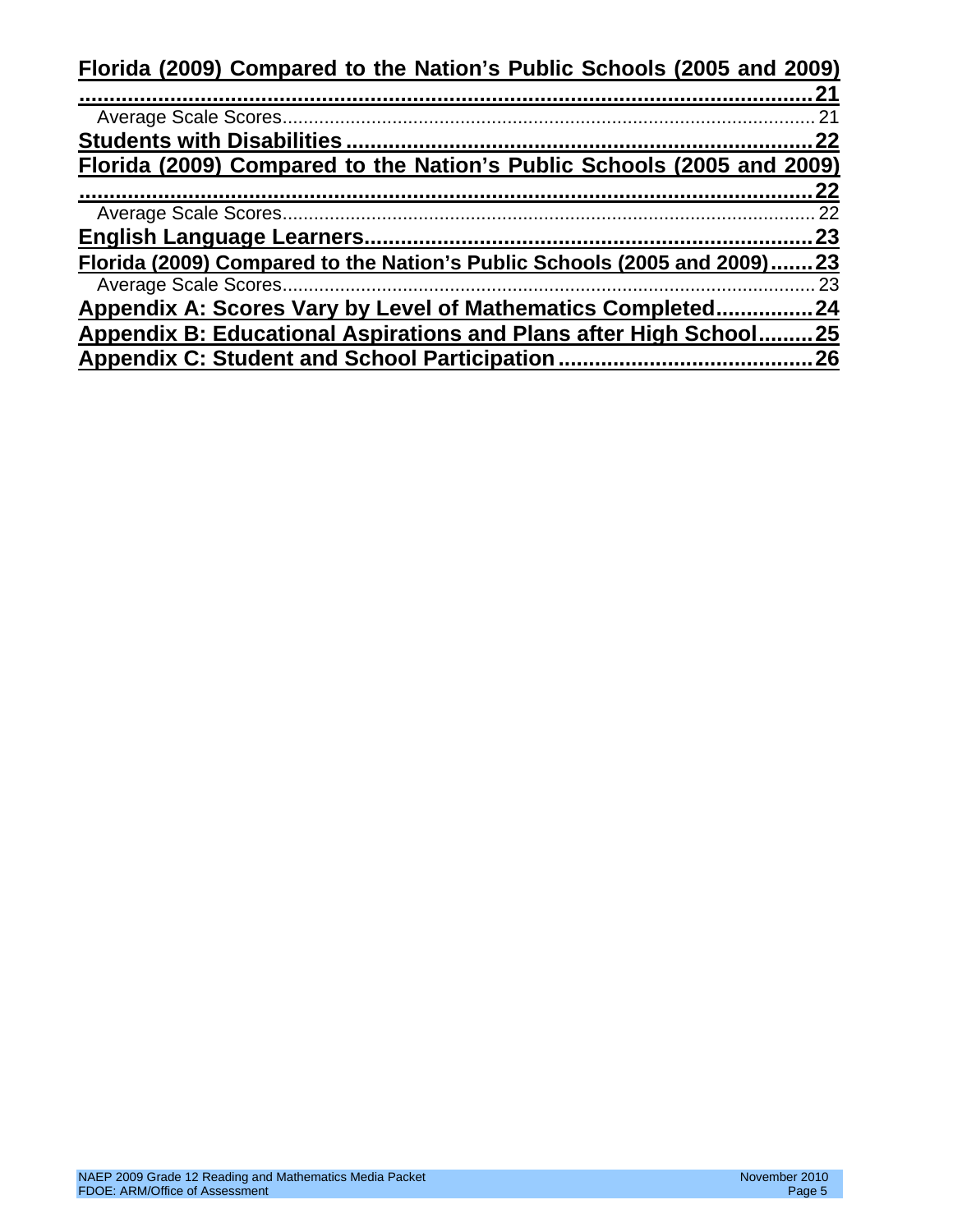**Florida (2009) Compared to the Nation's Public Schools (2005 and 2009) .......... 21**

Average Scale Scores .......... 21

**Students with Disabilities .......... 22**

**Florida (2009) Compared to the Nation's Public Schools (2005 and 2009) .......... 22**

Average Scale Scores .......... 22

**English Language Learners .......... 23**

**Florida (2009) Compared to the Nation's Public Schools (2005 and 2009) .......... 23**

Average Scale Scores .......... 23

**Appendix A: Scores Vary by Level of Mathematics Completed .......... 24**

**Appendix B: Educational Aspirations and Plans after High School .......... 25**

**Appendix C: Student and School Participation .......... 26**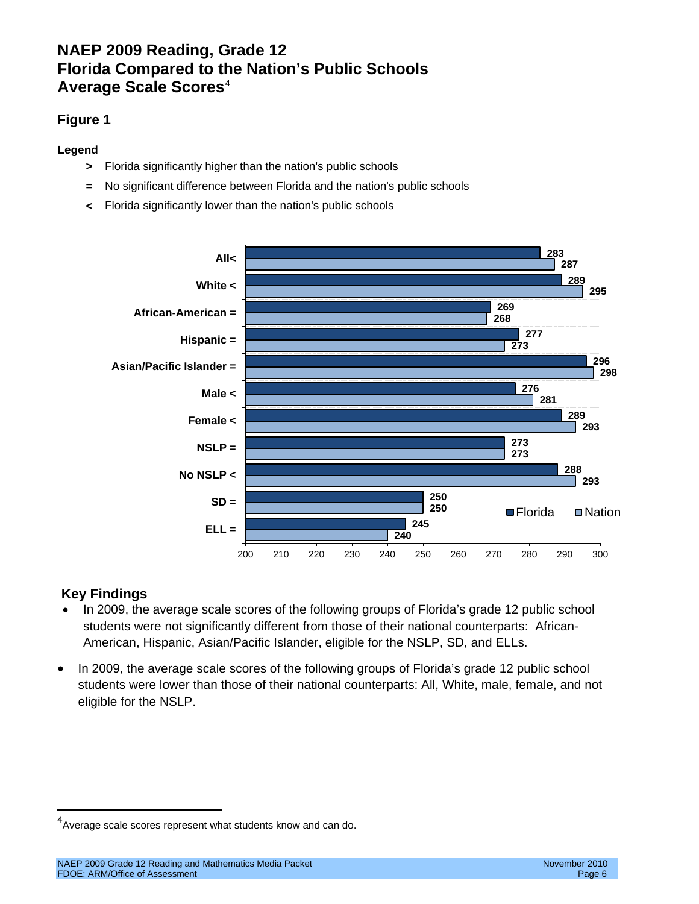# NAEP 2009 Reading, Grade 12
# Florida Compared to the Nation's Public Schools
# Average Scale Scores[4]

## Figure 1

**Legend**

- **>** Florida significantly higher than the nation's public schools
- **=** No significant difference between Florida and the nation's public schools
- **<** Florida significantly lower than the nation's public schools

| Group | Florida | Nation |
|---|---|---|
| All< | 283 | 287 |
| White < | 289 | 295 |
| African-American = | 269 | 268 |
| Hispanic = | 277 | 273 |
| Asian/Pacific Islander = | 296 | 298 |
| Male < | 276 | 281 |
| Female < | 289 | 293 |
| NSLP = | 273 | 273 |
| No NSLP < | 288 | 293 |
| SD = | 250 | 250 |
| ELL = | 245 | 240 |

## Key Findings

- In 2009, the average scale scores of the following groups of Florida's grade 12 public school students were not significantly different from those of their national counterparts: African-American, Hispanic, Asian/Pacific Islander, eligible for the NSLP, SD, and ELLs.
- In 2009, the average scale scores of the following groups of Florida's grade 12 public school students were lower than those of their national counterparts: All, White, male, female, and not eligible for the NSLP.

---

[4] Average scale scores represent what students know and can do.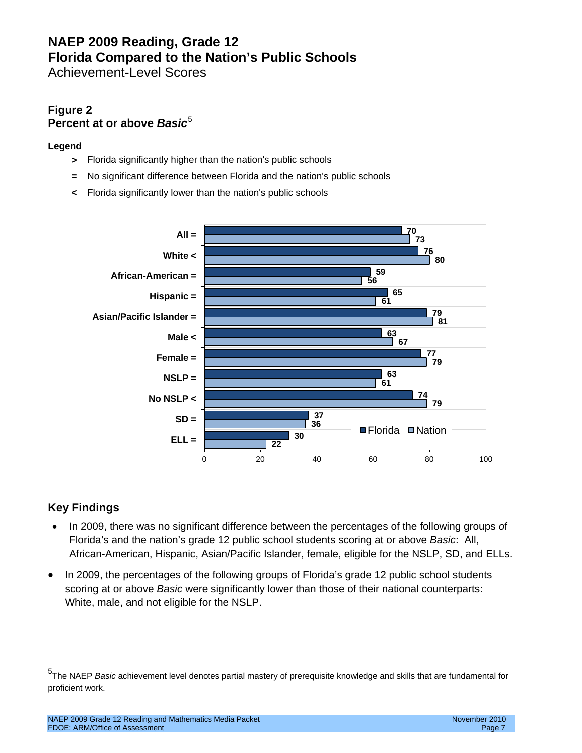# NAEP 2009 Reading, Grade 12
# Florida Compared to the Nation's Public Schools
Achievement-Level Scores

### Figure 2
### Percent at or above *Basic*[5]

**Legend**

- **>** Florida significantly higher than the nation's public schools
- **=** No significant difference between Florida and the nation's public schools
- **<** Florida significantly lower than the nation's public schools

| Group | Florida | Nation |
|---|---|---|
| All = | 70 | 73 |
| White < | 76 | 80 |
| African-American = | 59 | 56 |
| Hispanic = | 65 | 61 |
| Asian/Pacific Islander = | 79 | 81 |
| Male < | 63 | 67 |
| Female = | 77 | 79 |
| NSLP = | 63 | 61 |
| No NSLP < | 74 | 79 |
| SD = | 37 | 36 |
| ELL = | 30 | 22 |

## Key Findings

- In 2009, there was no significant difference between the percentages of the following groups of Florida's and the nation's grade 12 public school students scoring at or above *Basic*: All, African-American, Hispanic, Asian/Pacific Islander, female, eligible for the NSLP, SD, and ELLs.
- In 2009, the percentages of the following groups of Florida's grade 12 public school students scoring at or above *Basic* were significantly lower than those of their national counterparts: White, male, and not eligible for the NSLP.

---

[5] The NAEP *Basic* achievement level denotes partial mastery of prerequisite knowledge and skills that are fundamental for proficient work.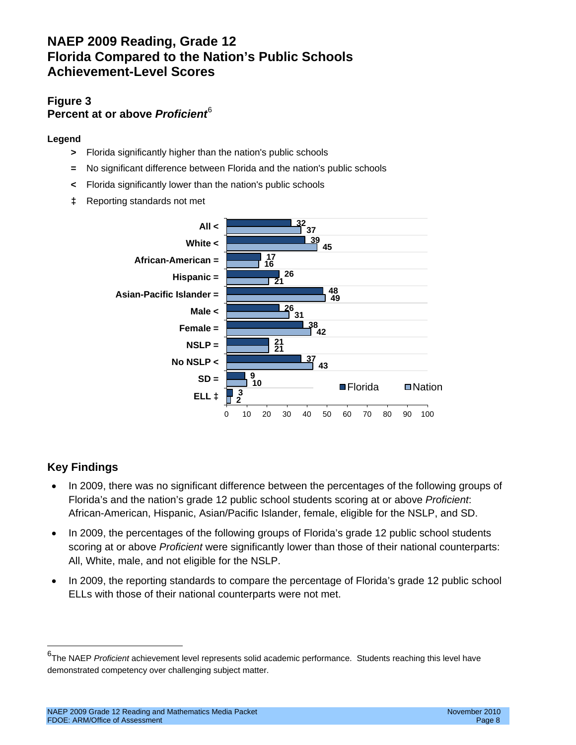# NAEP 2009 Reading, Grade 12
# Florida Compared to the Nation's Public Schools
# Achievement-Level Scores

## Figure 3
## Percent at or above *Proficient*[6]

**Legend**

- **>** Florida significantly higher than the nation's public schools
- **=** No significant difference between Florida and the nation's public schools
- **<** Florida significantly lower than the nation's public schools
- **‡** Reporting standards not met

| Group | Florida | Nation |
|---|---|---|
| All < | 32 | 37 |
| White < | 39 | 45 |
| African-American = | 17 | 16 |
| Hispanic = | 26 | 21 |
| Asian-Pacific Islander = | 48 | 49 |
| Male < | 26 | 31 |
| Female = | 38 | 42 |
| NSLP = | 21 | 21 |
| No NSLP < | 37 | 43 |
| SD = | 9 | 10 |
| ELL ‡ | 3 | 2 |

## Key Findings

- In 2009, there was no significant difference between the percentages of the following groups of Florida's and the nation's grade 12 public school students scoring at or above *Proficient*: African-American, Hispanic, Asian/Pacific Islander, female, eligible for the NSLP, and SD.
- In 2009, the percentages of the following groups of Florida's grade 12 public school students scoring at or above *Proficient* were significantly lower than those of their national counterparts: All, White, male, and not eligible for the NSLP.
- In 2009, the reporting standards to compare the percentage of Florida's grade 12 public school ELLs with those of their national counterparts were not met.

---

[6] The NAEP *Proficient* achievement level represents solid academic performance. Students reaching this level have demonstrated competency over challenging subject matter.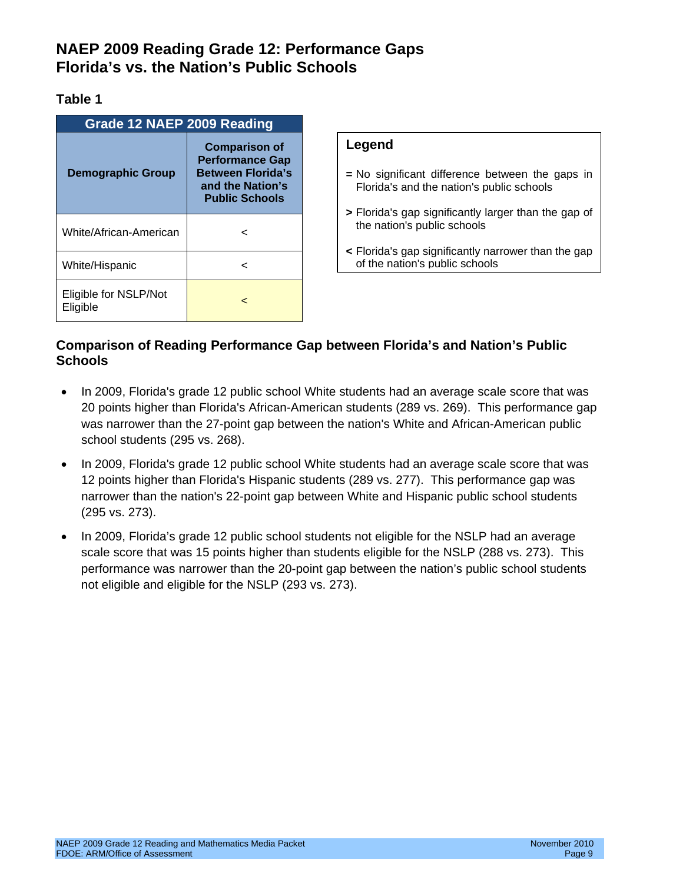# NAEP 2009 Reading Grade 12: Performance Gaps Florida's vs. the Nation's Public Schools

### Table 1

| Grade 12 NAEP 2009 Reading | |
|---|---|
| **Demographic Group** | **Comparison of Performance Gap Between Florida's and the Nation's Public Schools** |
| White/African-American | < |
| White/Hispanic | < |
| Eligible for NSLP/Not Eligible | < |

**Legend**

- **=** No significant difference between the gaps in Florida's and the nation's public schools
- **>** Florida's gap significantly larger than the gap of the nation's public schools
- **<** Florida's gap significantly narrower than the gap of the nation's public schools

### Comparison of Reading Performance Gap between Florida's and Nation's Public Schools

- In 2009, Florida's grade 12 public school White students had an average scale score that was 20 points higher than Florida's African-American students (289 vs. 269). This performance gap was narrower than the 27-point gap between the nation's White and African-American public school students (295 vs. 268).
- In 2009, Florida's grade 12 public school White students had an average scale score that was 12 points higher than Florida's Hispanic students (289 vs. 277). This performance gap was narrower than the nation's 22-point gap between White and Hispanic public school students (295 vs. 273).
- In 2009, Florida's grade 12 public school students not eligible for the NSLP had an average scale score that was 15 points higher than students eligible for the NSLP (288 vs. 273). This performance was narrower than the 20-point gap between the nation's public school students not eligible and eligible for the NSLP (293 vs. 273).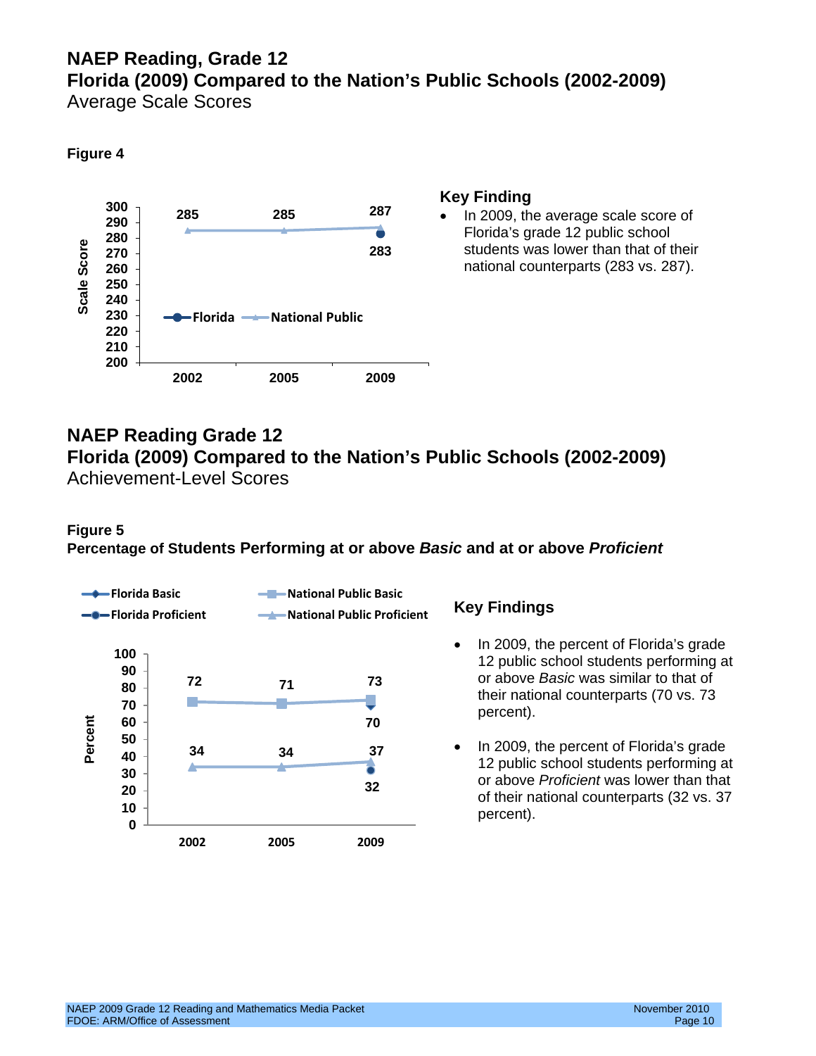# NAEP Reading, Grade 12
## Florida (2009) Compared to the Nation's Public Schools (2002-2009)
Average Scale Scores

**Figure 4**

| Year | Florida | National Public |
|---|---|---|
| 2002 | | 285 |
| 2005 | | 285 |
| 2009 | 283 | 287 |

### Key Finding

- In 2009, the average scale score of Florida's grade 12 public school students was lower than that of their national counterparts (283 vs. 287).

# NAEP Reading Grade 12
## Florida (2009) Compared to the Nation's Public Schools (2002-2009)
Achievement-Level Scores

**Figure 5**
**Percentage of Students Performing at or above *Basic* and at or above *Proficient***

| Year | Florida Basic | National Public Basic | Florida Proficient | National Public Proficient |
|---|---|---|---|---|
| 2002 | | 72 | | 34 |
| 2005 | | 71 | | 34 |
| 2009 | 70 | 73 | 32 | 37 |

### Key Findings

- In 2009, the percent of Florida's grade 12 public school students performing at or above *Basic* was similar to that of their national counterparts (70 vs. 73 percent).
- In 2009, the percent of Florida's grade 12 public school students performing at or above *Proficient* was lower than that of their national counterparts (32 vs. 37 percent).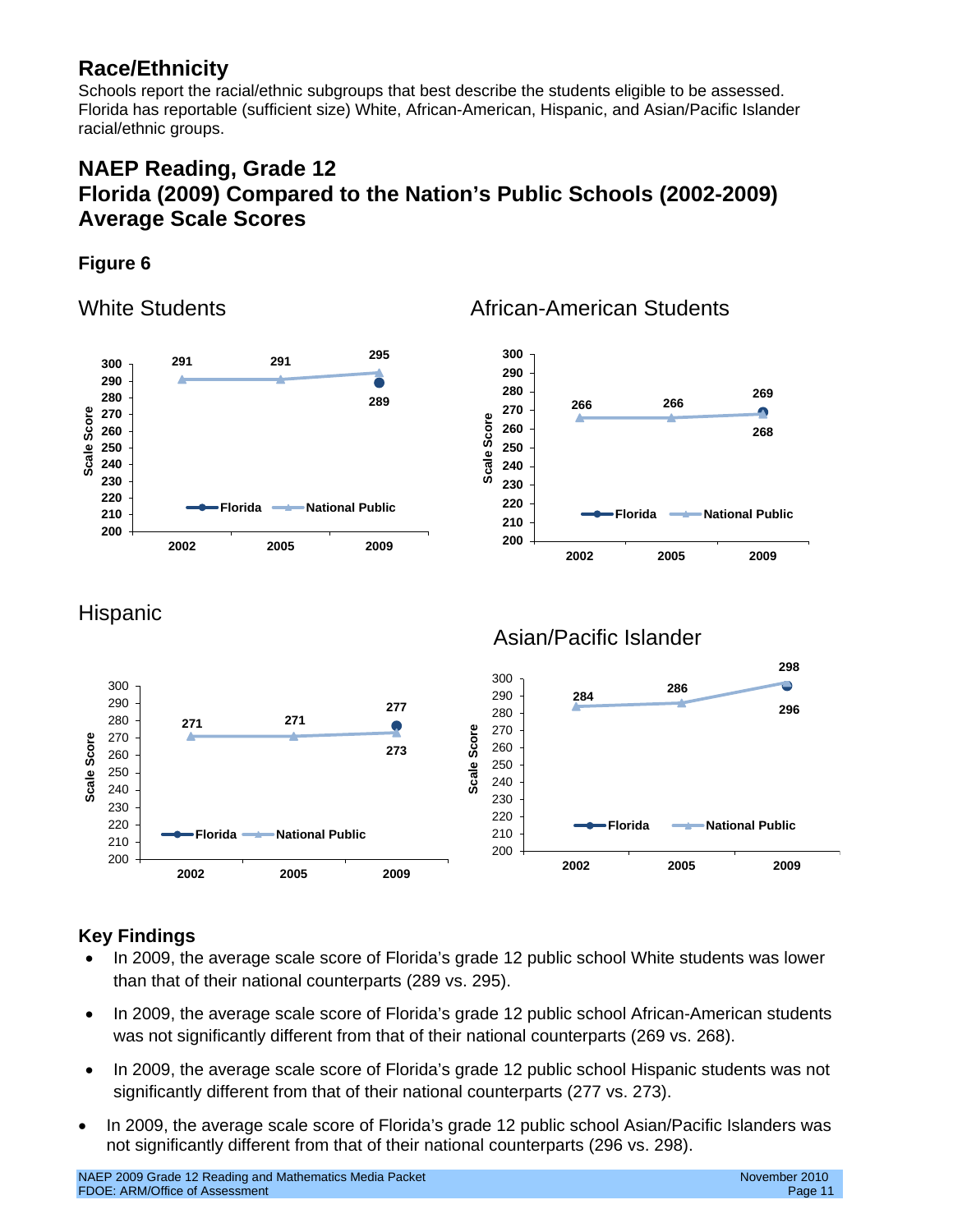## Race/Ethnicity

Schools report the racial/ethnic subgroups that best describe the students eligible to be assessed. Florida has reportable (sufficient size) White, African-American, Hispanic, and Asian/Pacific Islander racial/ethnic groups.

## NAEP Reading, Grade 12
## Florida (2009) Compared to the Nation's Public Schools (2002-2009)
## Average Scale Scores

### Figure 6

White Students

| | 2002 | 2005 | 2009 |
|---|---|---|---|
| Florida | | | 289 |
| National Public | 291 | 291 | 295 |

African-American Students

| | 2002 | 2005 | 2009 |
|---|---|---|---|
| Florida | | | 269 |
| National Public | 266 | 266 | 268 |

Hispanic

| | 2002 | 2005 | 2009 |
|---|---|---|---|
| Florida | | | 277 |
| National Public | 271 | 271 | 273 |

Asian/Pacific Islander

| | 2002 | 2005 | 2009 |
|---|---|---|---|
| Florida | | | 296 |
| National Public | 284 | 286 | 298 |

### Key Findings

- In 2009, the average scale score of Florida's grade 12 public school White students was lower than that of their national counterparts (289 vs. 295).
- In 2009, the average scale score of Florida's grade 12 public school African-American students was not significantly different from that of their national counterparts (269 vs. 268).
- In 2009, the average scale score of Florida's grade 12 public school Hispanic students was not significantly different from that of their national counterparts (277 vs. 273).
- In 2009, the average scale score of Florida's grade 12 public school Asian/Pacific Islanders was not significantly different from that of their national counterparts (296 vs. 298).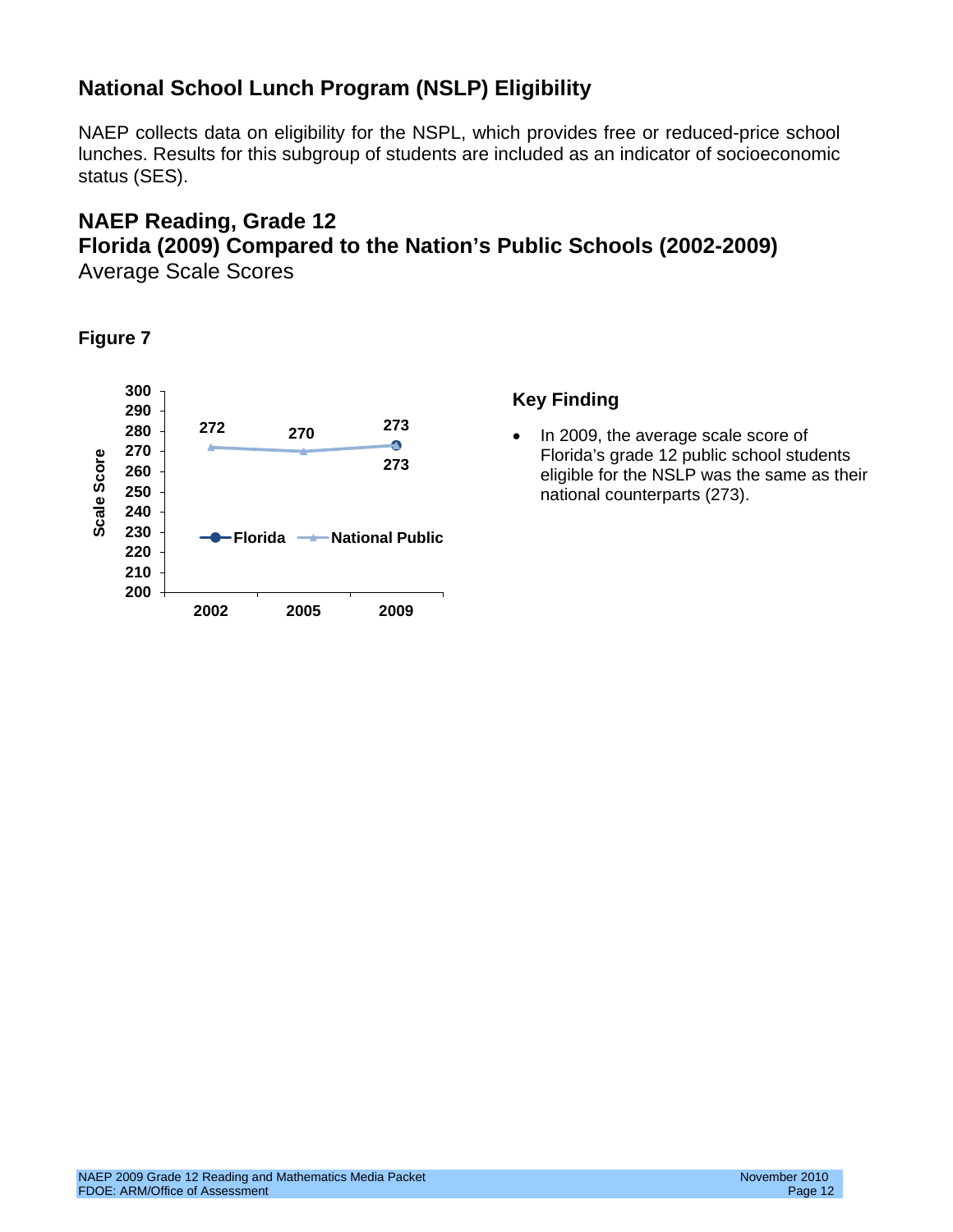## National School Lunch Program (NSLP) Eligibility

NAEP collects data on eligibility for the NSPL, which provides free or reduced-price school lunches. Results for this subgroup of students are included as an indicator of socioeconomic status (SES).

## NAEP Reading, Grade 12
## Florida (2009) Compared to the Nation's Public Schools (2002-2009)

Average Scale Scores

**Figure 7**

| Year | Florida | National Public |
|---|---|---|
| 2002 | | 272 |
| 2005 | | 270 |
| 2009 | 273 | 273 |

### Key Finding

- In 2009, the average scale score of Florida's grade 12 public school students eligible for the NSLP was the same as their national counterparts (273).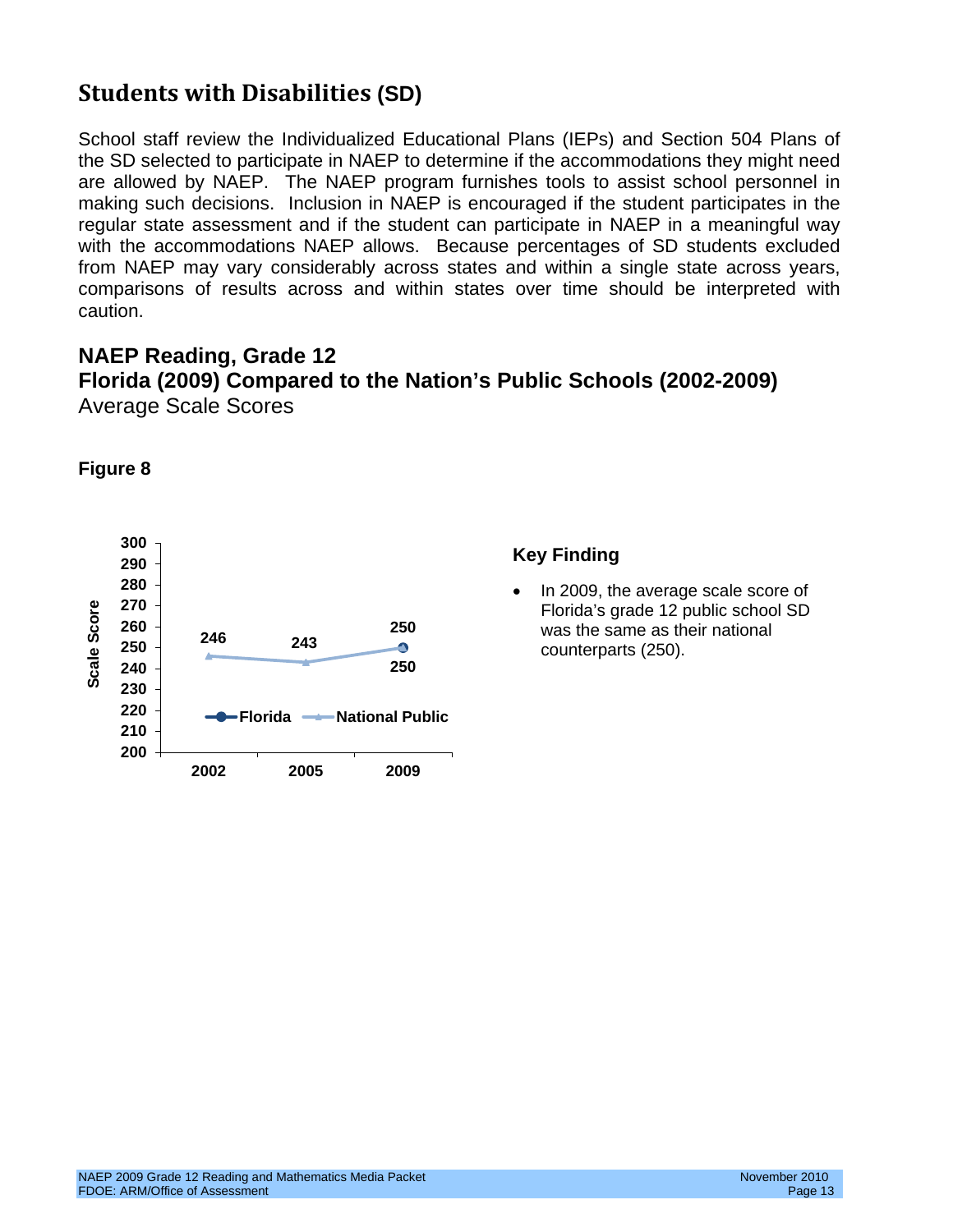## Students with Disabilities (SD)

School staff review the Individualized Educational Plans (IEPs) and Section 504 Plans of the SD selected to participate in NAEP to determine if the accommodations they might need are allowed by NAEP. The NAEP program furnishes tools to assist school personnel in making such decisions. Inclusion in NAEP is encouraged if the student participates in the regular state assessment and if the student can participate in NAEP in a meaningful way with the accommodations NAEP allows. Because percentages of SD students excluded from NAEP may vary considerably across states and within a single state across years, comparisons of results across and within states over time should be interpreted with caution.

### NAEP Reading, Grade 12
### Florida (2009) Compared to the Nation's Public Schools (2002-2009)

Average Scale Scores

**Figure 8**

| Year | Florida | National Public |
|---|---|---|
| 2002 | | 246 |
| 2005 | | 243 |
| 2009 | 250 | 250 |

### Key Finding

- In 2009, the average scale score of Florida's grade 12 public school SD was the same as their national counterparts (250).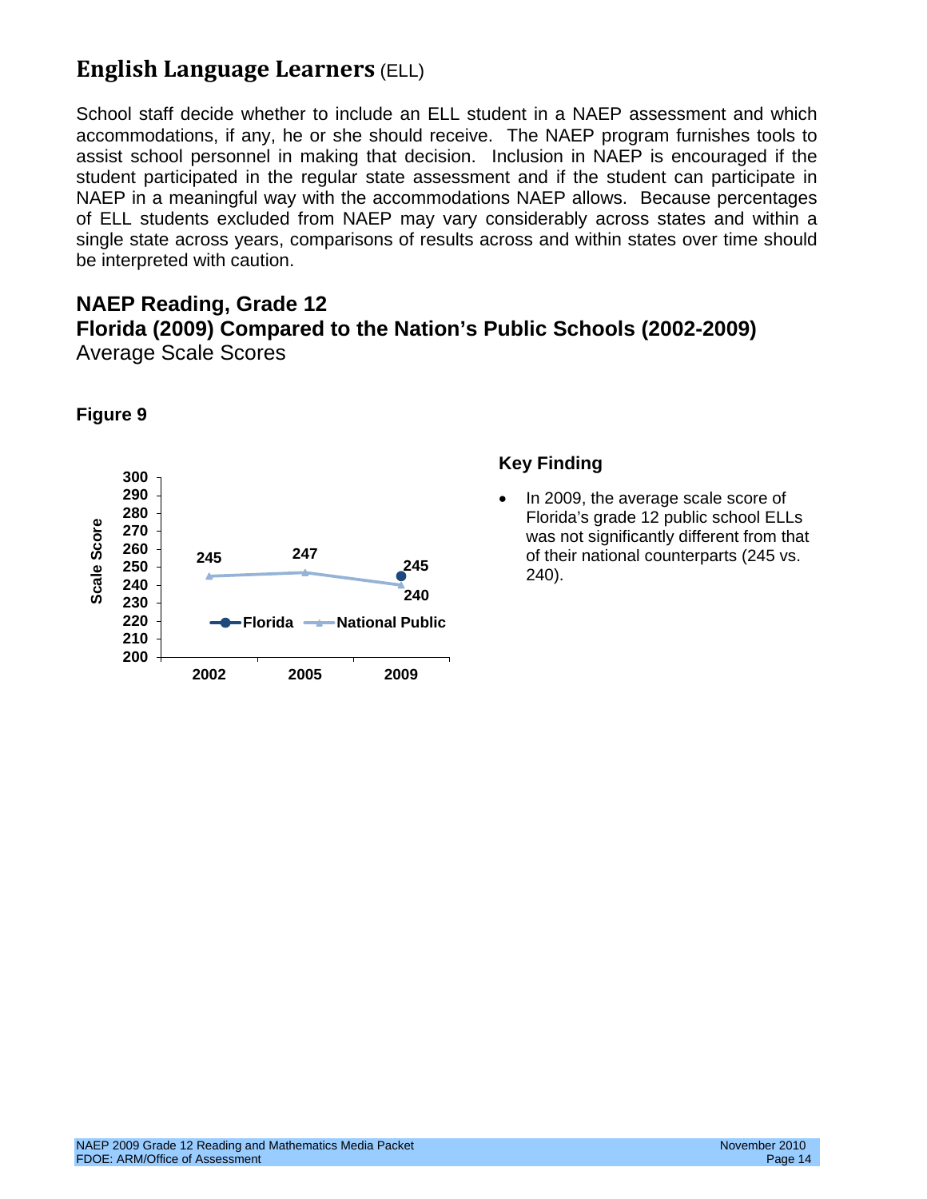## English Language Learners (ELL)

School staff decide whether to include an ELL student in a NAEP assessment and which accommodations, if any, he or she should receive. The NAEP program furnishes tools to assist school personnel in making that decision. Inclusion in NAEP is encouraged if the student participated in the regular state assessment and if the student can participate in NAEP in a meaningful way with the accommodations NAEP allows. Because percentages of ELL students excluded from NAEP may vary considerably across states and within a single state across years, comparisons of results across and within states over time should be interpreted with caution.

### NAEP Reading, Grade 12
### Florida (2009) Compared to the Nation's Public Schools (2002-2009)
Average Scale Scores

**Figure 9**

| Year | Florida | National Public |
|---|---|---|
| 2002 | | 245 |
| 2005 | | 247 |
| 2009 | 245 | 240 |

### Key Finding

- In 2009, the average scale score of Florida's grade 12 public school ELLs was not significantly different from that of their national counterparts (245 vs. 240).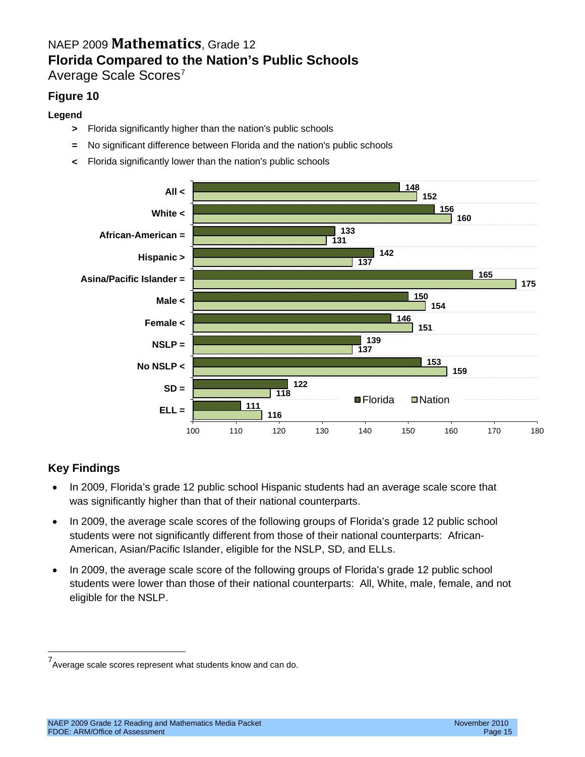NAEP 2009 **Mathematics**, Grade 12

## Florida Compared to the Nation's Public Schools

Average Scale Scores[7]

### Figure 10

**Legend**

- **>** Florida significantly higher than the nation's public schools
- **=** No significant difference between Florida and the nation's public schools
- **<** Florida significantly lower than the nation's public schools

| Group | Florida | Nation |
|---|---|---|
| All < | 148 | 152 |
| White < | 156 | 160 |
| African-American = | 133 | 131 |
| Hispanic > | 142 | 137 |
| Asina/Pacific Islander = | 165 | 175 |
| Male < | 150 | 154 |
| Female < | 146 | 151 |
| NSLP = | 139 | 137 |
| No NSLP < | 153 | 159 |
| SD = | 122 | 118 |
| ELL = | 111 | 116 |

### Key Findings

- In 2009, Florida's grade 12 public school Hispanic students had an average scale score that was significantly higher than that of their national counterparts.
- In 2009, the average scale scores of the following groups of Florida's grade 12 public school students were not significantly different from those of their national counterparts: African-American, Asian/Pacific Islander, eligible for the NSLP, SD, and ELLs.
- In 2009, the average scale score of the following groups of Florida's grade 12 public school students were lower than those of their national counterparts: All, White, male, female, and not eligible for the NSLP.

[7] Average scale scores represent what students know and can do.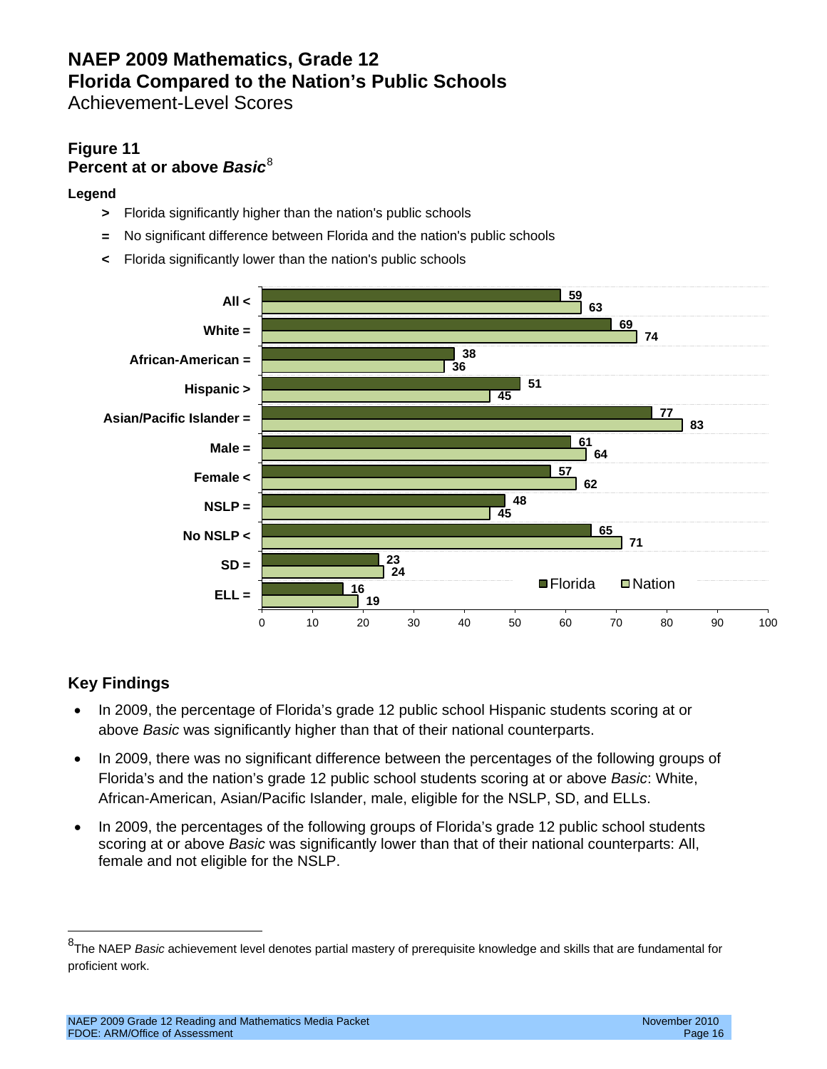# NAEP 2009 Mathematics, Grade 12
# Florida Compared to the Nation's Public Schools
Achievement-Level Scores

## Figure 11
## Percent at or above *Basic*[8]

**Legend**

- **>** Florida significantly higher than the nation's public schools
- **=** No significant difference between Florida and the nation's public schools
- **<** Florida significantly lower than the nation's public schools

| Group | Florida | Nation |
|---|---|---|
| All < | 59 | 63 |
| White = | 69 | 74 |
| African-American = | 38 | 36 |
| Hispanic > | 51 | 45 |
| Asian/Pacific Islander = | 77 | 83 |
| Male = | 61 | 64 |
| Female < | 57 | 62 |
| NSLP = | 48 | 45 |
| No NSLP < | 65 | 71 |
| SD = | 23 | 24 |
| ELL = | 16 | 19 |

## Key Findings

- In 2009, the percentage of Florida's grade 12 public school Hispanic students scoring at or above *Basic* was significantly higher than that of their national counterparts.
- In 2009, there was no significant difference between the percentages of the following groups of Florida's and the nation's grade 12 public school students scoring at or above *Basic*: White, African-American, Asian/Pacific Islander, male, eligible for the NSLP, SD, and ELLs.
- In 2009, the percentages of the following groups of Florida's grade 12 public school students scoring at or above *Basic* was significantly lower than that of their national counterparts: All, female and not eligible for the NSLP.

[8] The NAEP *Basic* achievement level denotes partial mastery of prerequisite knowledge and skills that are fundamental for proficient work.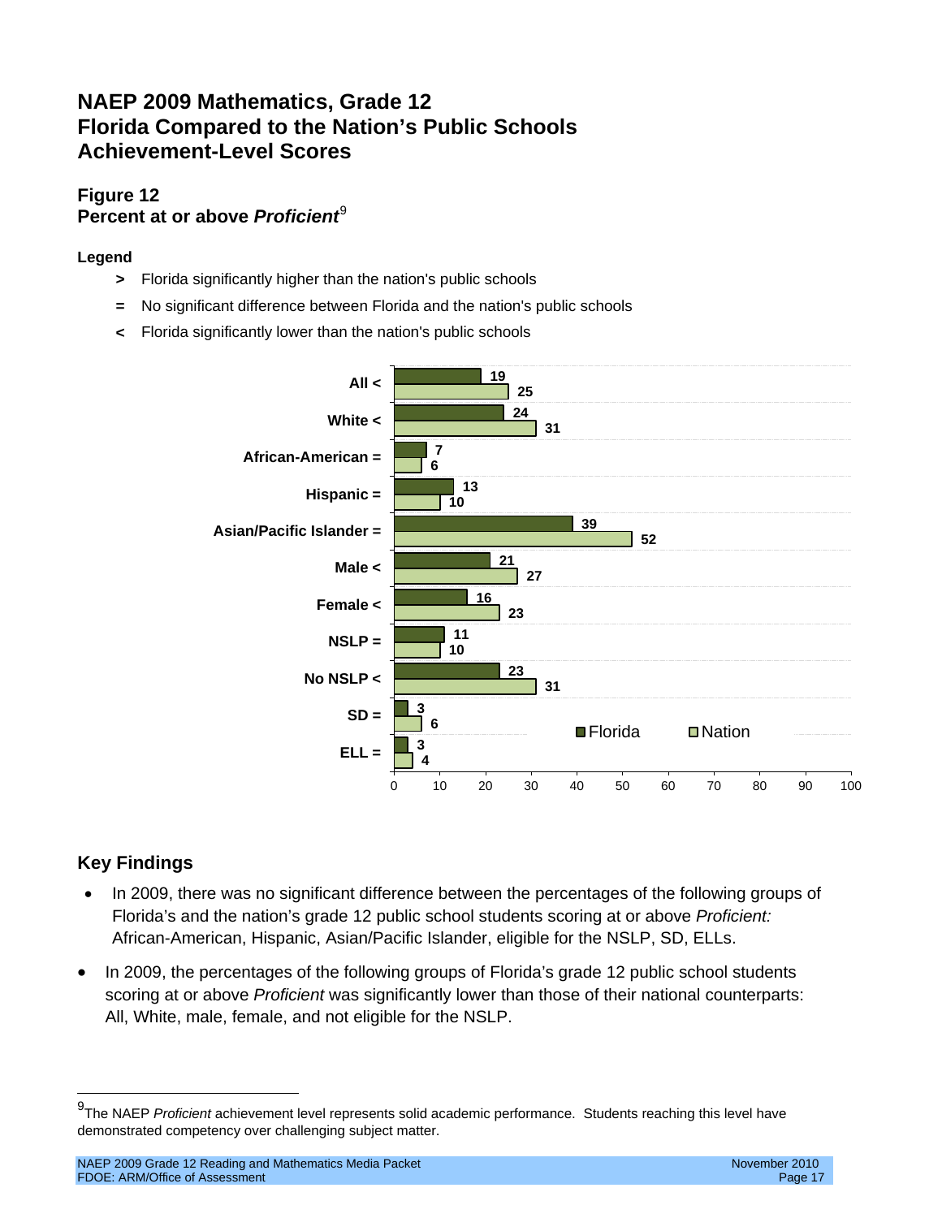# NAEP 2009 Mathematics, Grade 12
# Florida Compared to the Nation's Public Schools
# Achievement-Level Scores

### Figure 12
### Percent at or above *Proficient*[9]

**Legend**

- **>** Florida significantly higher than the nation's public schools
- **=** No significant difference between Florida and the nation's public schools
- **<** Florida significantly lower than the nation's public schools

| Group | Florida | Nation |
|---|---|---|
| All < | 19 | 25 |
| White < | 24 | 31 |
| African-American = | 7 | 6 |
| Hispanic = | 13 | 10 |
| Asian/Pacific Islander = | 39 | 52 |
| Male < | 21 | 27 |
| Female < | 16 | 23 |
| NSLP = | 11 | 10 |
| No NSLP < | 23 | 31 |
| SD = | 3 | 6 |
| ELL = | 3 | 4 |

## Key Findings

- In 2009, there was no significant difference between the percentages of the following groups of Florida's and the nation's grade 12 public school students scoring at or above *Proficient:* African-American, Hispanic, Asian/Pacific Islander, eligible for the NSLP, SD, ELLs.
- In 2009, the percentages of the following groups of Florida's grade 12 public school students scoring at or above *Proficient* was significantly lower than those of their national counterparts: All, White, male, female, and not eligible for the NSLP.

---

[9] The NAEP *Proficient* achievement level represents solid academic performance. Students reaching this level have demonstrated competency over challenging subject matter.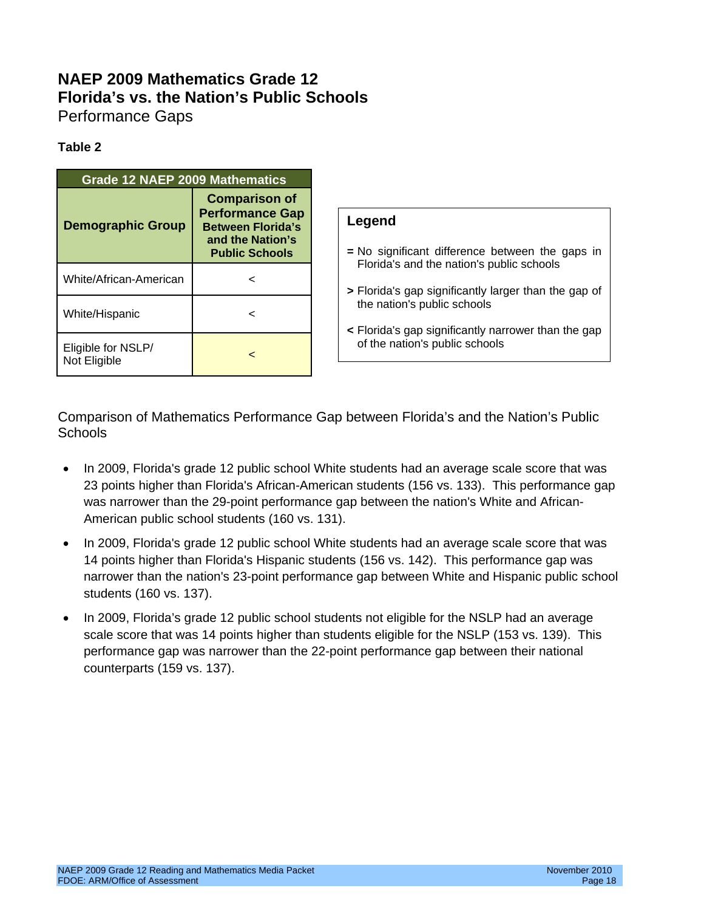# NAEP 2009 Mathematics Grade 12
# Florida's vs. the Nation's Public Schools
## Performance Gaps

**Table 2**

| Grade 12 NAEP 2009 Mathematics | |
|---|---|
| **Demographic Group** | **Comparison of Performance Gap Between Florida's and the Nation's Public Schools** |
| White/African-American | < |
| White/Hispanic | < |
| Eligible for NSLP/ Not Eligible | < |

**Legend**

**=** No significant difference between the gaps in Florida's and the nation's public schools

**>** Florida's gap significantly larger than the gap of the nation's public schools

**<** Florida's gap significantly narrower than the gap of the nation's public schools

Comparison of Mathematics Performance Gap between Florida's and the Nation's Public Schools

- In 2009, Florida's grade 12 public school White students had an average scale score that was 23 points higher than Florida's African-American students (156 vs. 133). This performance gap was narrower than the 29-point performance gap between the nation's White and African-American public school students (160 vs. 131).
- In 2009, Florida's grade 12 public school White students had an average scale score that was 14 points higher than Florida's Hispanic students (156 vs. 142). This performance gap was narrower than the nation's 23-point performance gap between White and Hispanic public school students (160 vs. 137).
- In 2009, Florida's grade 12 public school students not eligible for the NSLP had an average scale score that was 14 points higher than students eligible for the NSLP (153 vs. 139). This performance gap was narrower than the 22-point performance gap between their national counterparts (159 vs. 137).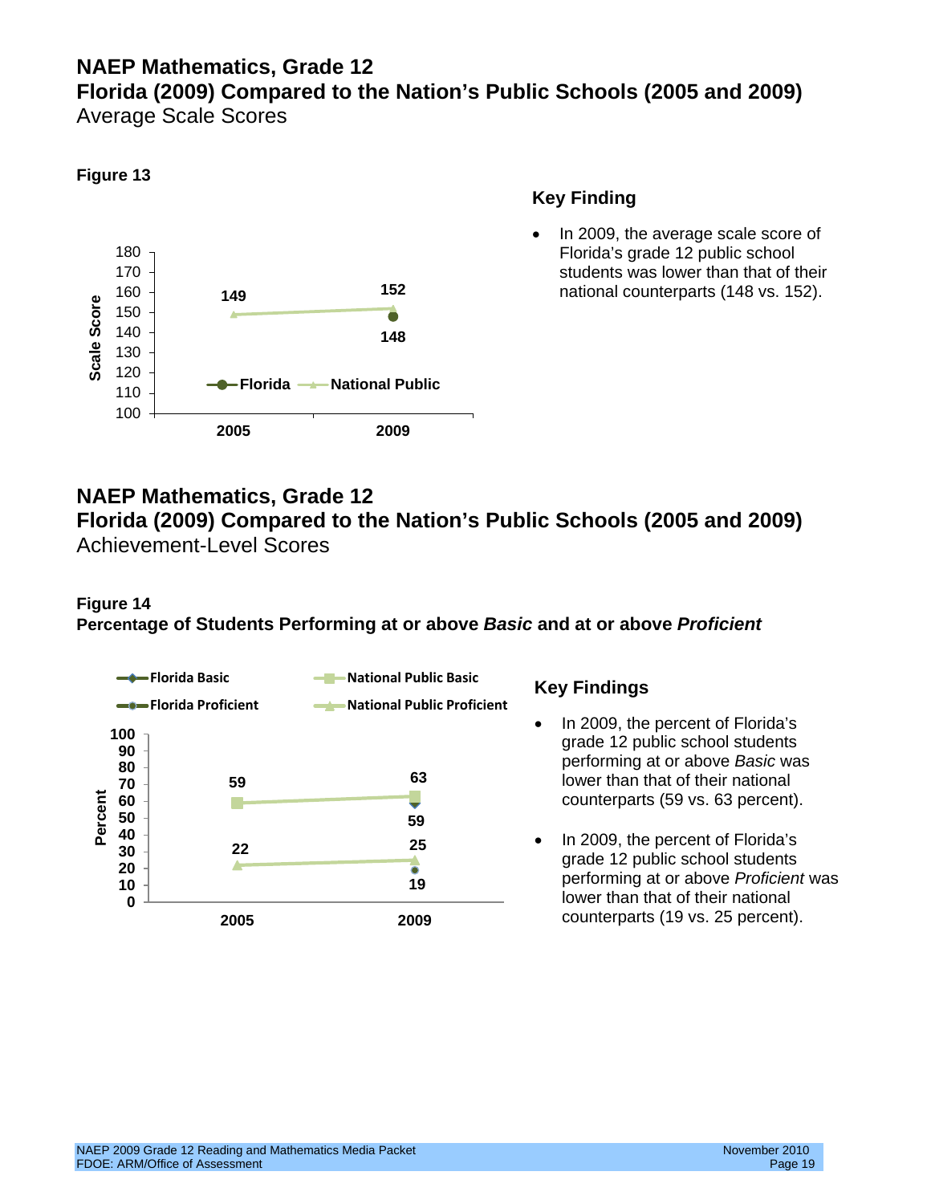# NAEP Mathematics, Grade 12
## Florida (2009) Compared to the Nation's Public Schools (2005 and 2009)
Average Scale Scores

**Figure 13**

| Year | Florida | National Public |
|---|---|---|
| 2005 | | 149 |
| 2009 | 148 | 152 |

### Key Finding

- In 2009, the average scale score of Florida's grade 12 public school students was lower than that of their national counterparts (148 vs. 152).

# NAEP Mathematics, Grade 12
## Florida (2009) Compared to the Nation's Public Schools (2005 and 2009)
Achievement-Level Scores

**Figure 14**
**Percentage of Students Performing at or above *Basic* and at or above *Proficient***

| Year | Florida Basic | Florida Proficient | National Public Basic | National Public Proficient |
|---|---|---|---|---|
| 2005 | | | 59 | 22 |
| 2009 | 59 | 19 | 63 | 25 |

### Key Findings

- In 2009, the percent of Florida's grade 12 public school students performing at or above *Basic* was lower than that of their national counterparts (59 vs. 63 percent).
- In 2009, the percent of Florida's grade 12 public school students performing at or above *Proficient* was lower than that of their national counterparts (19 vs. 25 percent).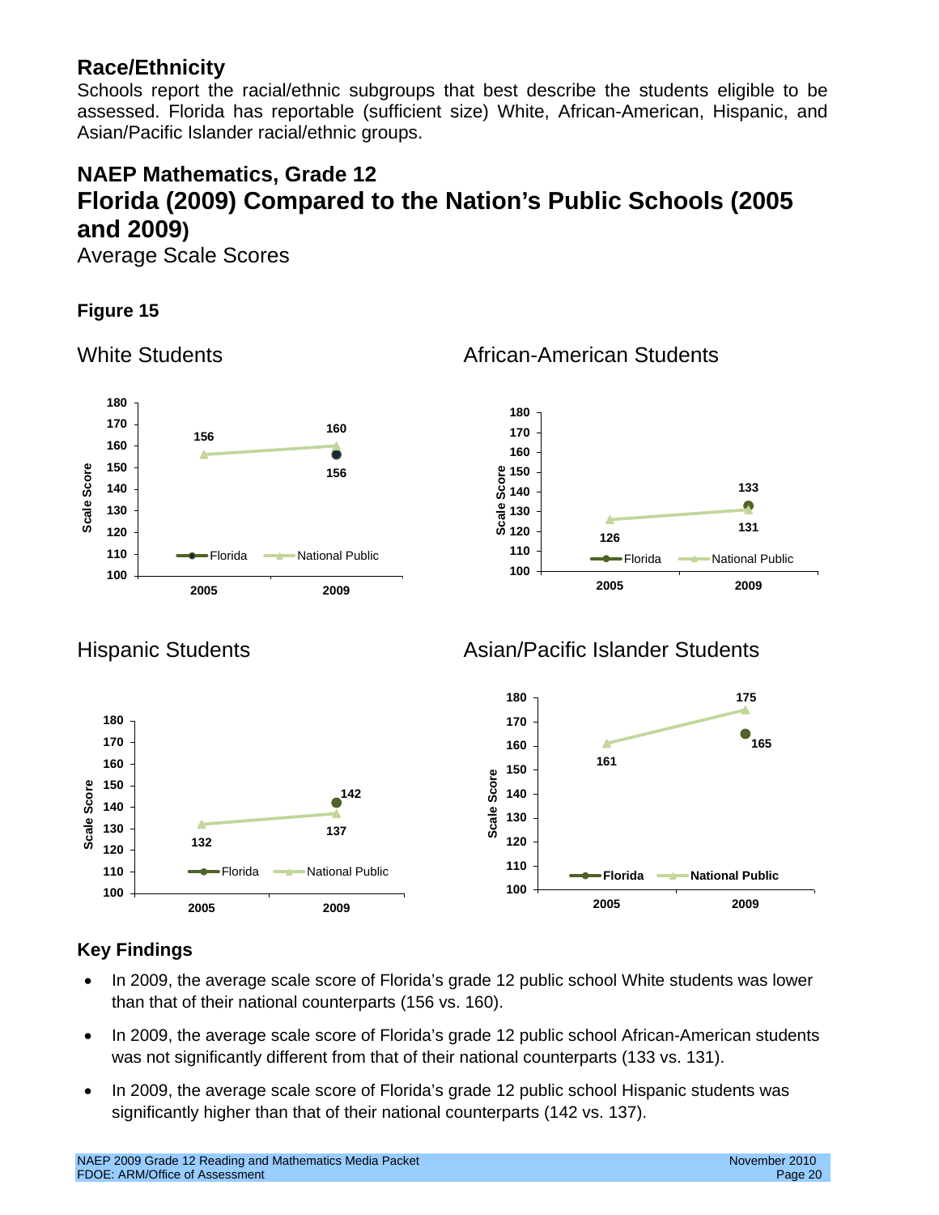## Race/Ethnicity

Schools report the racial/ethnic subgroups that best describe the students eligible to be assessed. Florida has reportable (sufficient size) White, African-American, Hispanic, and Asian/Pacific Islander racial/ethnic groups.

## NAEP Mathematics, Grade 12
## Florida (2009) Compared to the Nation's Public Schools (2005 and 2009)

Average Scale Scores

**Figure 15**

White Students

| | 2005 | 2009 |
|---|---|---|
| Florida | | 156 |
| National Public | 156 | 160 |

African-American Students

| | 2005 | 2009 |
|---|---|---|
| Florida | | 133 |
| National Public | 126 | 131 |

Hispanic Students

| | 2005 | 2009 |
|---|---|---|
| Florida | | 142 |
| National Public | 132 | 137 |

Asian/Pacific Islander Students

| | 2005 | 2009 |
|---|---|---|
| Florida | | 165 |
| National Public | 161 | 175 |

### Key Findings

- In 2009, the average scale score of Florida's grade 12 public school White students was lower than that of their national counterparts (156 vs. 160).
- In 2009, the average scale score of Florida's grade 12 public school African-American students was not significantly different from that of their national counterparts (133 vs. 131).
- In 2009, the average scale score of Florida's grade 12 public school Hispanic students was significantly higher than that of their national counterparts (142 vs. 137).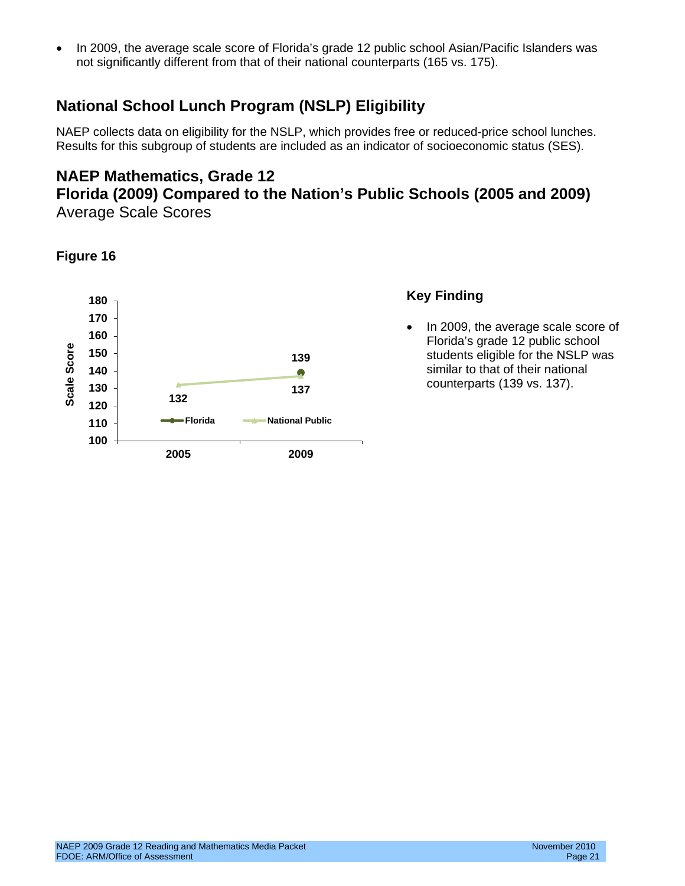- In 2009, the average scale score of Florida's grade 12 public school Asian/Pacific Islanders was not significantly different from that of their national counterparts (165 vs. 175).

## National School Lunch Program (NSLP) Eligibility

NAEP collects data on eligibility for the NSLP, which provides free or reduced-price school lunches. Results for this subgroup of students are included as an indicator of socioeconomic status (SES).

## NAEP Mathematics, Grade 12
## Florida (2009) Compared to the Nation's Public Schools (2005 and 2009)

Average Scale Scores

**Figure 16**

| Year | Florida | National Public |
|---|---|---|
| 2005 | | 132 |
| 2009 | 139 | 137 |

### Key Finding

- In 2009, the average scale score of Florida's grade 12 public school students eligible for the NSLP was similar to that of their national counterparts (139 vs. 137).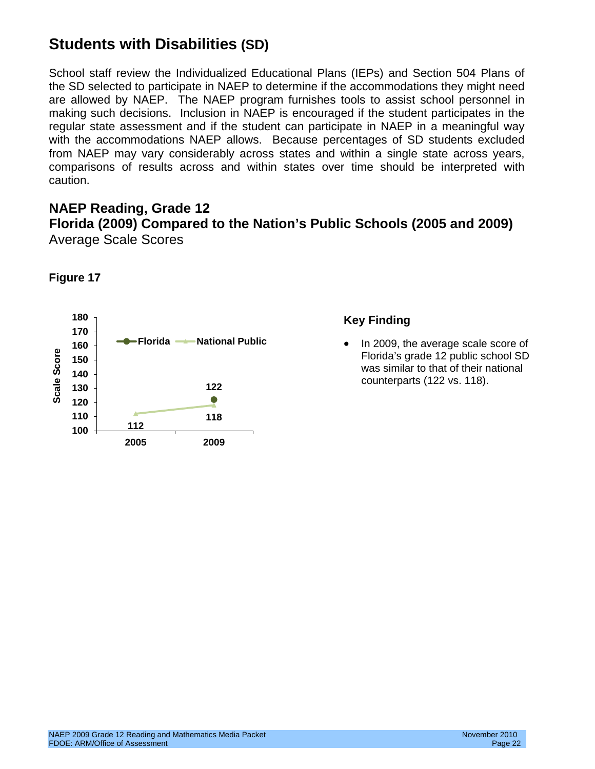# Students with Disabilities (SD)

School staff review the Individualized Educational Plans (IEPs) and Section 504 Plans of the SD selected to participate in NAEP to determine if the accommodations they might need are allowed by NAEP. The NAEP program furnishes tools to assist school personnel in making such decisions. Inclusion in NAEP is encouraged if the student participates in the regular state assessment and if the student can participate in NAEP in a meaningful way with the accommodations NAEP allows. Because percentages of SD students excluded from NAEP may vary considerably across states and within a single state across years, comparisons of results across and within states over time should be interpreted with caution.

## NAEP Reading, Grade 12
## Florida (2009) Compared to the Nation's Public Schools (2005 and 2009)

Average Scale Scores

**Figure 17**

| Year | Florida | National Public |
|---|---|---|
| 2005 | | 112 |
| 2009 | 122 | 118 |

### Key Finding

- In 2009, the average scale score of Florida's grade 12 public school SD was similar to that of their national counterparts (122 vs. 118).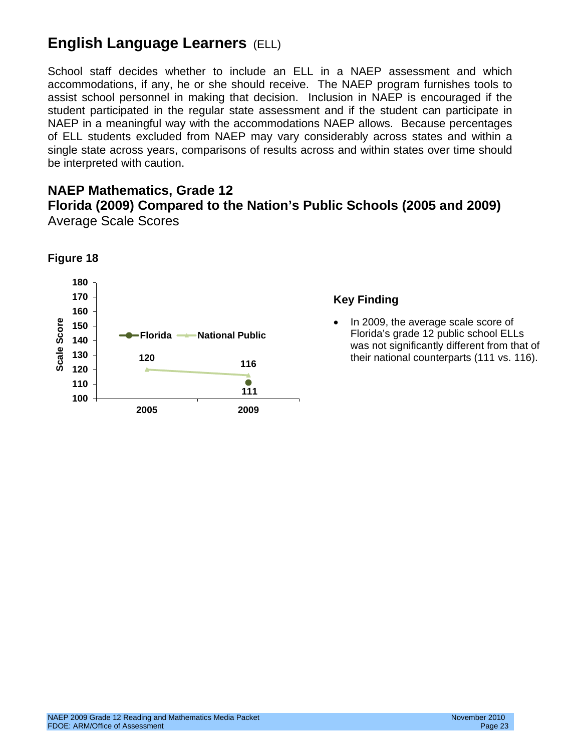# English Language Learners (ELL)

School staff decides whether to include an ELL in a NAEP assessment and which accommodations, if any, he or she should receive. The NAEP program furnishes tools to assist school personnel in making that decision. Inclusion in NAEP is encouraged if the student participated in the regular state assessment and if the student can participate in NAEP in a meaningful way with the accommodations NAEP allows. Because percentages of ELL students excluded from NAEP may vary considerably across states and within a single state across years, comparisons of results across and within states over time should be interpreted with caution.

## NAEP Mathematics, Grade 12
## Florida (2009) Compared to the Nation's Public Schools (2005 and 2009)

Average Scale Scores

**Figure 18**

| Year | Florida | National Public |
| --- | --- | --- |
| 2005 | | 120 |
| 2009 | 111 | 116 |

### Key Finding

- In 2009, the average scale score of Florida's grade 12 public school ELLs was not significantly different from that of their national counterparts (111 vs. 116).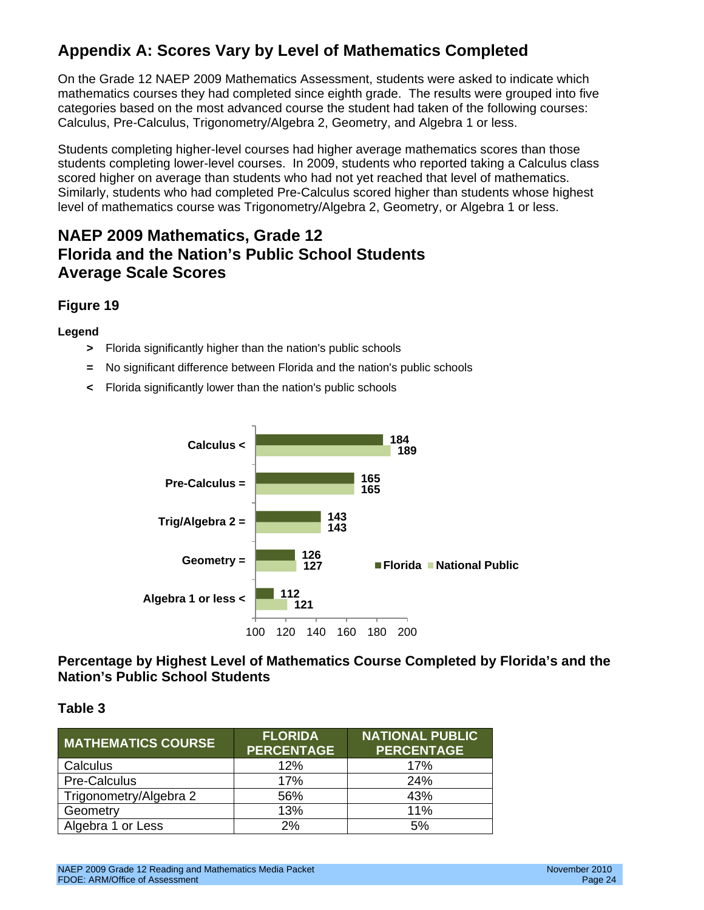# Appendix A: Scores Vary by Level of Mathematics Completed

On the Grade 12 NAEP 2009 Mathematics Assessment, students were asked to indicate which mathematics courses they had completed since eighth grade. The results were grouped into five categories based on the most advanced course the student had taken of the following courses: Calculus, Pre-Calculus, Trigonometry/Algebra 2, Geometry, and Algebra 1 or less.

Students completing higher-level courses had higher average mathematics scores than those students completing lower-level courses. In 2009, students who reported taking a Calculus class scored higher on average than students who had not yet reached that level of mathematics. Similarly, students who had completed Pre-Calculus scored higher than students whose highest level of mathematics course was Trigonometry/Algebra 2, Geometry, or Algebra 1 or less.

## NAEP 2009 Mathematics, Grade 12
## Florida and the Nation's Public School Students
## Average Scale Scores

### Figure 19

**Legend**

- **>** Florida significantly higher than the nation's public schools
- **=** No significant difference between Florida and the nation's public schools
- **<** Florida significantly lower than the nation's public schools

| Course | Florida | National Public |
|---|---|---|
| Calculus < | 184 | 189 |
| Pre-Calculus = | 165 | 165 |
| Trig/Algebra 2 = | 143 | 143 |
| Geometry = | 126 | 127 |
| Algebra 1 or less < | 112 | 121 |

### Percentage by Highest Level of Mathematics Course Completed by Florida's and the Nation's Public School Students

### Table 3

| MATHEMATICS COURSE | FLORIDA PERCENTAGE | NATIONAL PUBLIC PERCENTAGE |
|---|---|---|
| Calculus | 12% | 17% |
| Pre-Calculus | 17% | 24% |
| Trigonometry/Algebra 2 | 56% | 43% |
| Geometry | 13% | 11% |
| Algebra 1 or Less | 2% | 5% |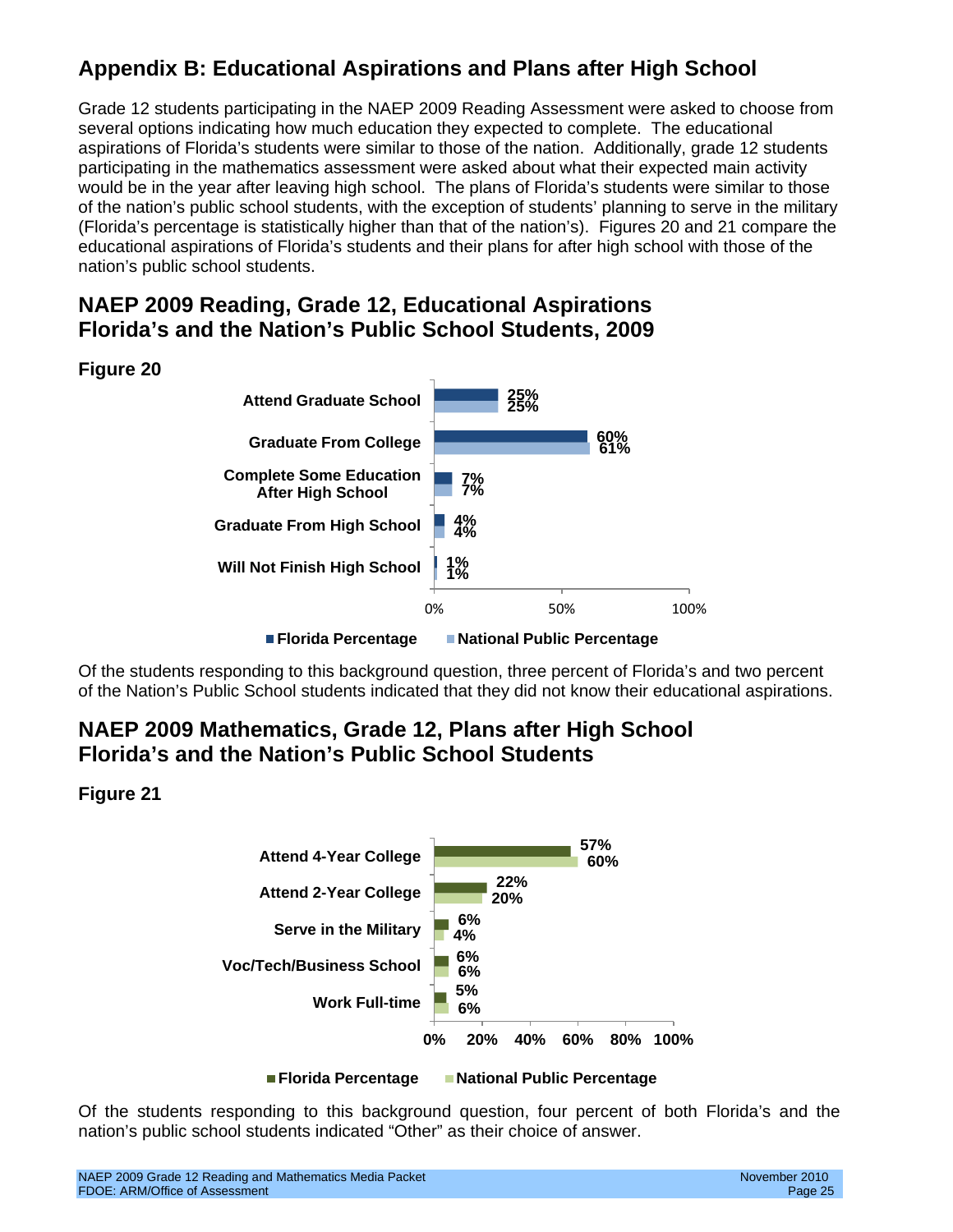# Appendix B: Educational Aspirations and Plans after High School

Grade 12 students participating in the NAEP 2009 Reading Assessment were asked to choose from several options indicating how much education they expected to complete. The educational aspirations of Florida's students were similar to those of the nation. Additionally, grade 12 students participating in the mathematics assessment were asked about what their expected main activity would be in the year after leaving high school. The plans of Florida's students were similar to those of the nation's public school students, with the exception of students' planning to serve in the military (Florida's percentage is statistically higher than that of the nation's). Figures 20 and 21 compare the educational aspirations of Florida's students and their plans for after high school with those of the nation's public school students.

## NAEP 2009 Reading, Grade 12, Educational Aspirations Florida's and the Nation's Public School Students, 2009

**Figure 20**

| | Florida Percentage | National Public Percentage |
|---|---|---|
| Attend Graduate School | 25% | 25% |
| Graduate From College | 60% | 61% |
| Complete Some Education After High School | 7% | 7% |
| Graduate From High School | 4% | 4% |
| Will Not Finish High School | 1% | 1% |

Of the students responding to this background question, three percent of Florida's and two percent of the Nation's Public School students indicated that they did not know their educational aspirations.

## NAEP 2009 Mathematics, Grade 12, Plans after High School Florida's and the Nation's Public School Students

**Figure 21**

| | Florida Percentage | National Public Percentage |
|---|---|---|
| Attend 4-Year College | 57% | 60% |
| Attend 2-Year College | 22% | 20% |
| Serve in the Military | 6% | 4% |
| Voc/Tech/Business School | 6% | 6% |
| Work Full-time | 5% | 6% |

Of the students responding to this background question, four percent of both Florida's and the nation's public school students indicated "Other" as their choice of answer.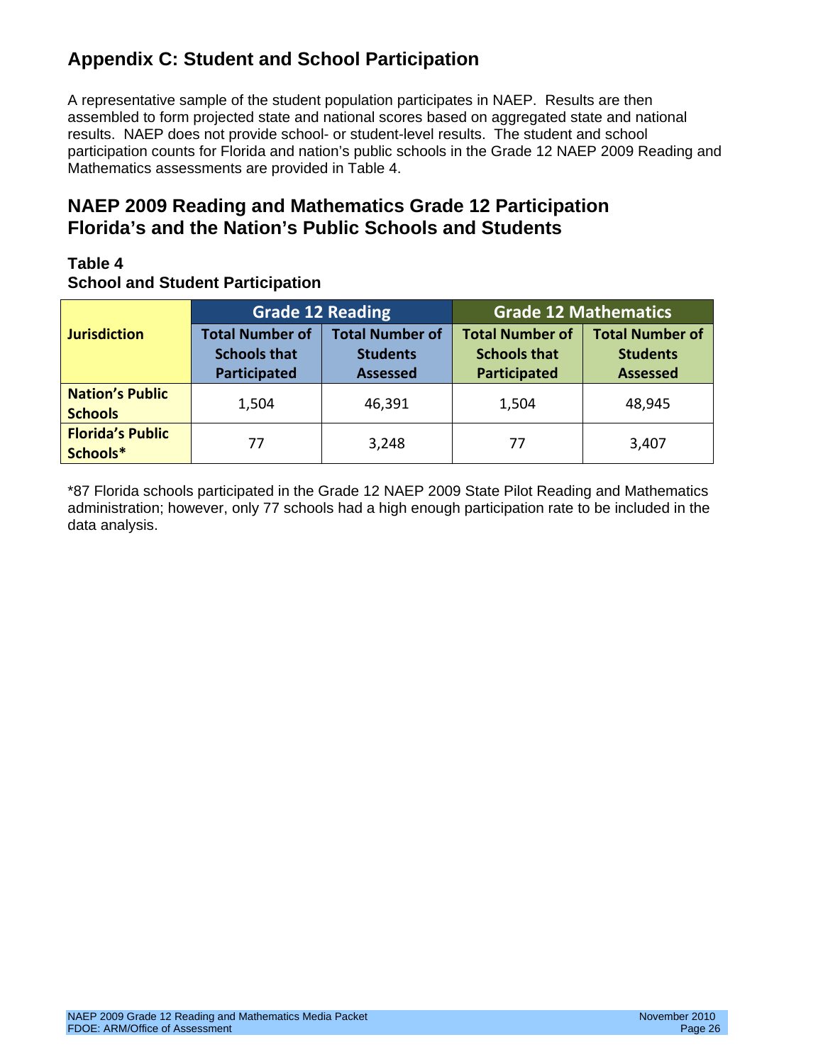# Appendix C: Student and School Participation

A representative sample of the student population participates in NAEP. Results are then assembled to form projected state and national scores based on aggregated state and national results. NAEP does not provide school- or student-level results. The student and school participation counts for Florida and nation's public schools in the Grade 12 NAEP 2009 Reading and Mathematics assessments are provided in Table 4.

## NAEP 2009 Reading and Mathematics Grade 12 Participation Florida's and the Nation's Public Schools and Students

**Table 4**
**School and Student Participation**

| Jurisdiction | Grade 12 Reading | | Grade 12 Mathematics | |
|---|---|---|---|---|
| | Total Number of Schools that Participated | Total Number of Students Assessed | Total Number of Schools that Participated | Total Number of Students Assessed |
| **Nation's Public Schools** | 1,504 | 46,391 | 1,504 | 48,945 |
| **Florida's Public Schools*** | 77 | 3,248 | 77 | 3,407 |

*87 Florida schools participated in the Grade 12 NAEP 2009 State Pilot Reading and Mathematics administration; however, only 77 schools had a high enough participation rate to be included in the data analysis.